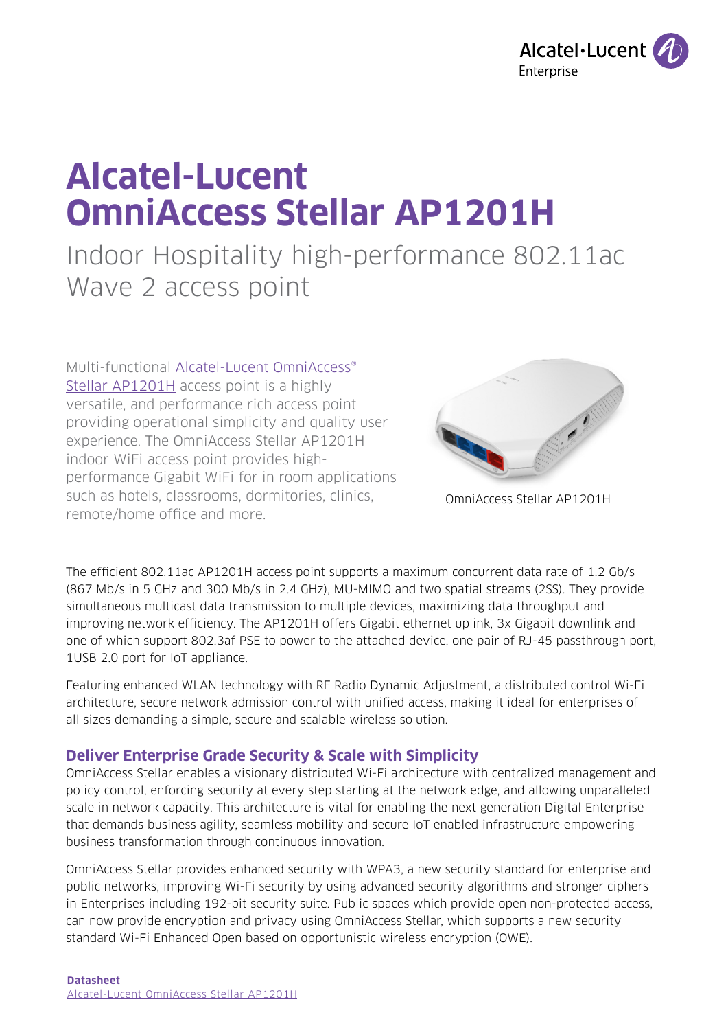# Alcatel-Lucent OmniAccess Stellar AP1201H

## Indoor Hospitality high-performance 802.11ac Wave 2 access point

Multi-functional Alcatel-Lucent OmniAccess® Stellar AP1201H access point is a highly versatile, and performance rich access point providing operational simplicity and quality user experience. The OmniAccess Stellar AP1201H indoor WiFi access point provides high-performance Gigabit WiFi for in room applications such as hotels, classrooms, dormitories, clinics, remote/home office and more.

OmniAccess Stellar AP1201H

The efficient 802.11ac AP1201H access point supports a maximum concurrent data rate of 1.2 Gb/s (867 Mb/s in 5 GHz and 300 Mb/s in 2.4 GHz), MU-MIMO and two spatial streams (2SS). They provide simultaneous multicast data transmission to multiple devices, maximizing data throughput and improving network efficiency. The AP1201H offers Gigabit ethernet uplink, 3x Gigabit downlink and one of which support 802.3af PSE to power to the attached device, one pair of RJ-45 passthrough port, 1USB 2.0 port for IoT appliance.

Featuring enhanced WLAN technology with RF Radio Dynamic Adjustment, a distributed control Wi-Fi architecture, secure network admission control with unified access, making it ideal for enterprises of all sizes demanding a simple, secure and scalable wireless solution.

### Deliver Enterprise Grade Security & Scale with Simplicity

OmniAccess Stellar enables a visionary distributed Wi-Fi architecture with centralized management and policy control, enforcing security at every step starting at the network edge, and allowing unparalleled scale in network capacity. This architecture is vital for enabling the next generation Digital Enterprise that demands business agility, seamless mobility and secure IoT enabled infrastructure empowering business transformation through continuous innovation.

OmniAccess Stellar provides enhanced security with WPA3, a new security standard for enterprise and public networks, improving Wi-Fi security by using advanced security algorithms and stronger ciphers in Enterprises including 192-bit security suite. Public spaces which provide open non-protected access, can now provide encryption and privacy using OmniAccess Stellar, which supports a new security standard Wi-Fi Enhanced Open based on opportunistic wireless encryption (OWE).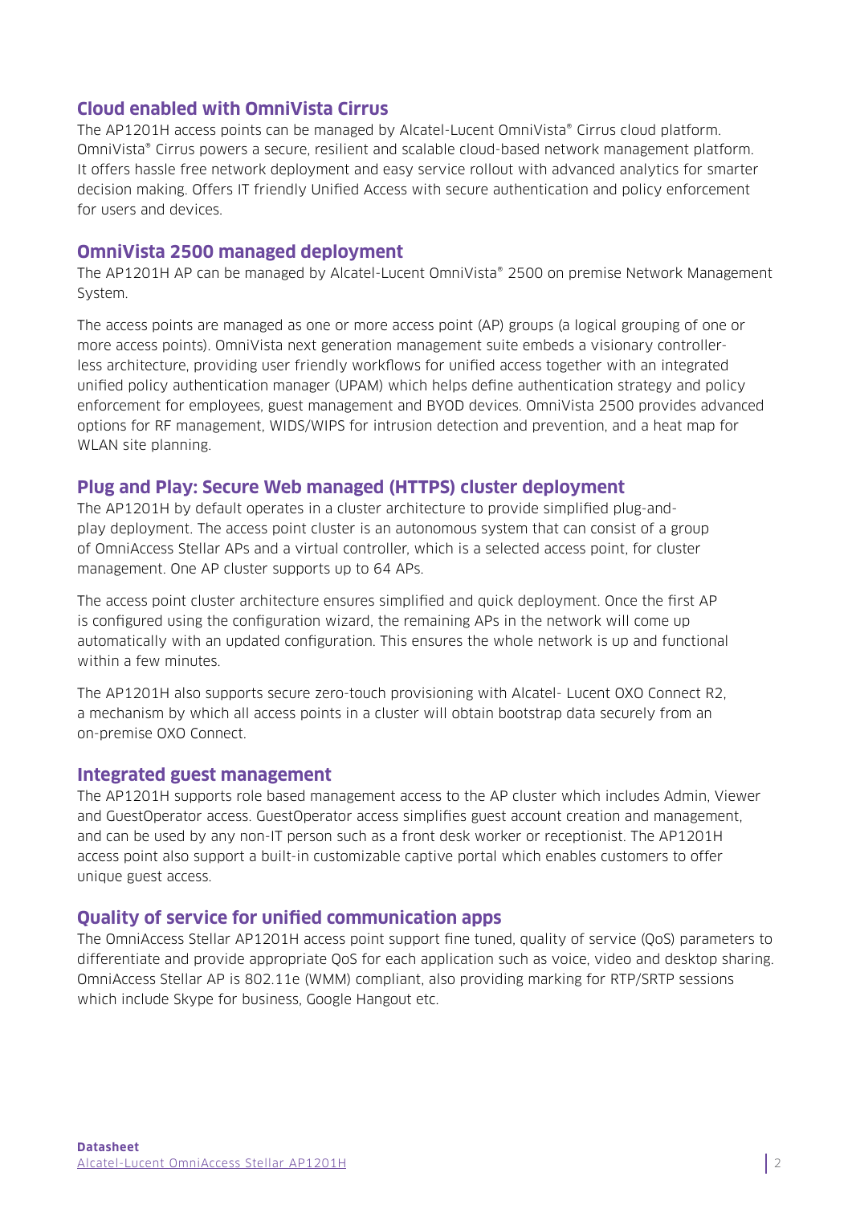## Cloud enabled with OmniVista Cirrus

The AP1201H access points can be managed by Alcatel-Lucent OmniVista® Cirrus cloud platform. OmniVista® Cirrus powers a secure, resilient and scalable cloud-based network management platform. It offers hassle free network deployment and easy service rollout with advanced analytics for smarter decision making. Offers IT friendly Unified Access with secure authentication and policy enforcement for users and devices.

## OmniVista 2500 managed deployment

The AP1201H AP can be managed by Alcatel-Lucent OmniVista® 2500 on premise Network Management System.

The access points are managed as one or more access point (AP) groups (a logical grouping of one or more access points). OmniVista next generation management suite embeds a visionary controller-less architecture, providing user friendly workflows for unified access together with an integrated unified policy authentication manager (UPAM) which helps define authentication strategy and policy enforcement for employees, guest management and BYOD devices. OmniVista 2500 provides advanced options for RF management, WIDS/WIPS for intrusion detection and prevention, and a heat map for WLAN site planning.

## Plug and Play: Secure Web managed (HTTPS) cluster deployment

The AP1201H by default operates in a cluster architecture to provide simplified plug-and-play deployment. The access point cluster is an autonomous system that can consist of a group of OmniAccess Stellar APs and a virtual controller, which is a selected access point, for cluster management. One AP cluster supports up to 64 APs.

The access point cluster architecture ensures simplified and quick deployment. Once the first AP is configured using the configuration wizard, the remaining APs in the network will come up automatically with an updated configuration. This ensures the whole network is up and functional within a few minutes.

The AP1201H also supports secure zero-touch provisioning with Alcatel- Lucent OXO Connect R2, a mechanism by which all access points in a cluster will obtain bootstrap data securely from an on-premise OXO Connect.

## Integrated guest management

The AP1201H supports role based management access to the AP cluster which includes Admin, Viewer and GuestOperator access. GuestOperator access simplifies guest account creation and management, and can be used by any non-IT person such as a front desk worker or receptionist. The AP1201H access point also support a built-in customizable captive portal which enables customers to offer unique guest access.

## Quality of service for unified communication apps

The OmniAccess Stellar AP1201H access point support fine tuned, quality of service (QoS) parameters to differentiate and provide appropriate QoS for each application such as voice, video and desktop sharing. OmniAccess Stellar AP is 802.11e (WMM) compliant, also providing marking for RTP/SRTP sessions which include Skype for business, Google Hangout etc.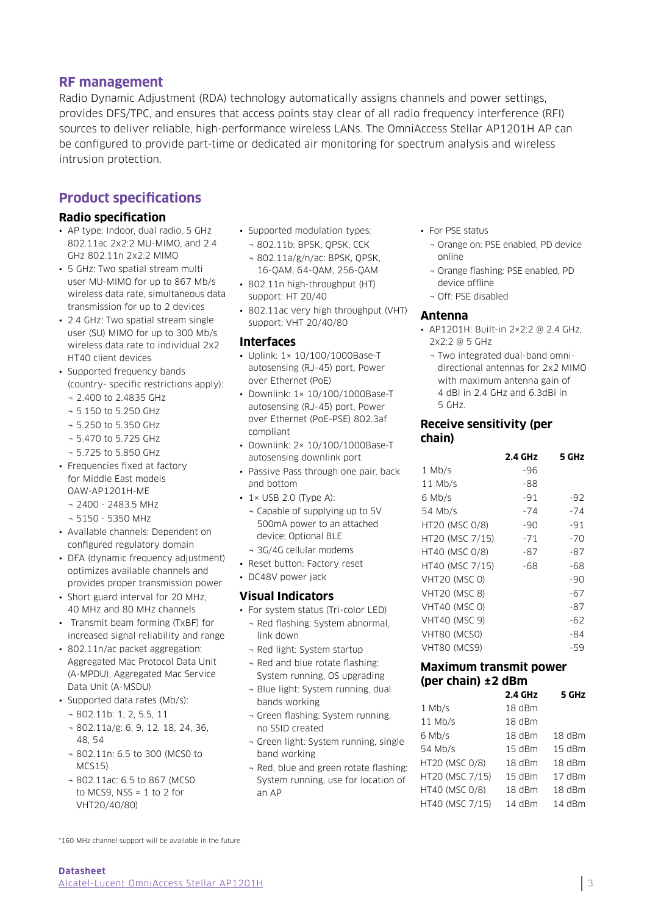## RF management

Radio Dynamic Adjustment (RDA) technology automatically assigns channels and power settings, provides DFS/TPC, and ensures that access points stay clear of all radio frequency interference (RFI) sources to deliver reliable, high-performance wireless LANs. The OmniAccess Stellar AP1201H AP can be configured to provide part-time or dedicated air monitoring for spectrum analysis and wireless intrusion protection.

## Product specifications

### Radio specification

- AP type: Indoor, dual radio, 5 GHz 802.11ac 2x2:2 MU-MIMO, and 2.4 GHz 802.11n 2x2:2 MIMO
- 5 GHz: Two spatial stream multi user MU-MIMO for up to 867 Mb/s wireless data rate, simultaneous data transmission for up to 2 devices
- 2.4 GHz: Two spatial stream single user (SU) MIMO for up to 300 Mb/s wireless data rate to individual 2x2 HT40 client devices
- Supported frequency bands (country- specific restrictions apply):
  - 2.400 to 2.4835 GHz
  - 5.150 to 5.250 GHz
  - 5.250 to 5.350 GHz
  - 5.470 to 5.725 GHz
  - 5.725 to 5.850 GHz
- Frequencies fixed at factory for Middle East models OAW-AP1201H-ME
  - 2400 - 2483.5 MHz
  - 5150 - 5350 MHz
- Available channels: Dependent on configured regulatory domain
- DFA (dynamic frequency adjustment) optimizes available channels and provides proper transmission power
- Short guard interval for 20 MHz, 40 MHz and 80 MHz channels
- Transmit beam forming (TxBF) for increased signal reliability and range
- 802.11n/ac packet aggregation: Aggregated Mac Protocol Data Unit (A-MPDU), Aggregated Mac Service Data Unit (A-MSDU)
- Supported data rates (Mb/s):
  - 802.11b: 1, 2, 5.5, 11
  - 802.11a/g: 6, 9, 12, 18, 24, 36, 48, 54
  - 802.11n: 6.5 to 300 (MCS0 to MCS15)
  - 802.11ac: 6.5 to 867 (MCS0 to MCS9, NSS = 1 to 2 for VHT20/40/80)
- Supported modulation types:
  - 802.11b: BPSK, QPSK, CCK
  - 802.11a/g/n/ac: BPSK, QPSK, 16-QAM, 64-QAM, 256-QAM
- 802.11n high-throughput (HT) support: HT 20/40
- 802.11ac very high throughput (VHT) support: VHT 20/40/80

### Interfaces

- Uplink: 1× 10/100/1000Base-T autosensing (RJ-45) port, Power over Ethernet (PoE)
- Downlink: 1× 10/100/1000Base-T autosensing (RJ-45) port, Power over Ethernet (PoE-PSE) 802.3af compliant
- Downlink: 2× 10/100/1000Base-T autosensing downlink port
- Passive Pass through one pair, back and bottom
- 1× USB 2.0 (Type A):
  - Capable of supplying up to 5V 500mA power to an attached device; Optional BLE
  - 3G/4G cellular modems
- Reset button: Factory reset
- DC48V power jack

### Visual Indicators

- For system status (Tri-color LED)
  - Red flashing: System abnormal, link down
  - Red light: System startup
  - Red and blue rotate flashing: System running, OS upgrading
  - Blue light: System running, dual bands working
  - Green flashing: System running, no SSID created
  - Green light: System running, single band working
  - Red, blue and green rotate flashing: System running, use for location of an AP
- For PSE status
  - Orange on: PSE enabled, PD device online
  - Orange flashing: PSE enabled, PD device offline
  - Off: PSE disabled

### Antenna

- AP1201H: Built-in 2×2:2 @ 2.4 GHz, 2x2:2 @ 5 GHz
  - Two integrated dual-band omni-directional antennas for 2x2 MIMO with maximum antenna gain of 4 dBi in 2.4 GHz and 6.3dBi in 5 GHz.

### Receive sensitivity (per chain)

| | 2.4 GHz | 5 GHz |
|---|---|---|
| 1 Mb/s | -96 | |
| 11 Mb/s | -88 | |
| 6 Mb/s | -91 | -92 |
| 54 Mb/s | -74 | -74 |
| HT20 (MSC 0/8) | -90 | -91 |
| HT20 (MSC 7/15) | -71 | -70 |
| HT40 (MSC 0/8) | -87 | -87 |
| HT40 (MSC 7/15) | -68 | -68 |
| VHT20 (MSC 0) | | -90 |
| VHT20 (MSC 8) | | -67 |
| VHT40 (MSC 0) | | -87 |
| VHT40 (MSC 9) | | -62 |
| VHT80 (MCS0) | | -84 |
| VHT80 (MCS9) | | -59 |

### Maximum transmit power (per chain) ±2 dBm

| | 2.4 GHz | 5 GHz |
|---|---|---|
| 1 Mb/s | 18 dBm | |
| 11 Mb/s | 18 dBm | |
| 6 Mb/s | 18 dBm | 18 dBm |
| 54 Mb/s | 15 dBm | 15 dBm |
| HT20 (MSC 0/8) | 18 dBm | 18 dBm |
| HT20 (MSC 7/15) | 15 dBm | 17 dBm |
| HT40 (MSC 0/8) | 18 dBm | 18 dBm |
| HT40 (MSC 7/15) | 14 dBm | 14 dBm |

*160 MHz channel support will be available in the future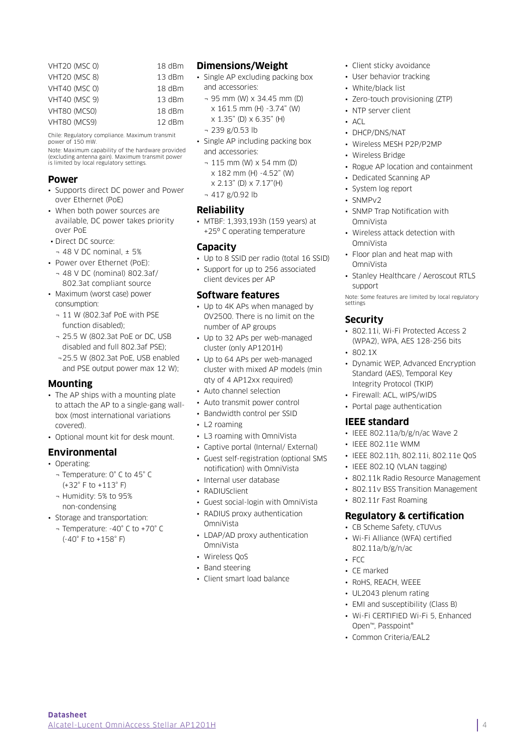| | |
|---|---|
| VHT20 (MSC 0) | 18 dBm |
| VHT20 (MSC 8) | 13 dBm |
| VHT40 (MSC 0) | 18 dBm |
| VHT40 (MSC 9) | 13 dBm |
| VHT80 (MCS0) | 18 dBm |
| VHT80 (MCS9) | 12 dBm |

Chile: Regulatory compliance. Maximum transmit power of 150 mW.

Note: Maximum capability of the hardware provided (excluding antenna gain). Maximum transmit power is limited by local regulatory settings.

## Power

- Supports direct DC power and Power over Ethernet (PoE)
- When both power sources are available, DC power takes priority over PoE
- Direct DC source:
  - 48 V DC nominal, ± 5%
- Power over Ethernet (PoE):
  - 48 V DC (nominal) 802.3af/ 802.3at compliant source
- Maximum (worst case) power consumption:
  - 11 W (802.3af PoE with PSE function disabled);
  - 25.5 W (802.3at PoE or DC, USB disabled and full 802.3af PSE);
  - 25.5 W (802.3at PoE, USB enabled and PSE output power max 12 W);

## Mounting

- The AP ships with a mounting plate to attach the AP to a single-gang wall-box (most international variations covered).
- Optional mount kit for desk mount.

## Environmental

- Operating:
  - Temperature: 0° C to 45° C (+32° F to +113° F)
  - Humidity: 5% to 95% non-condensing
- Storage and transportation:
  - Temperature: -40° C to +70° C (-40° F to +158° F)

## Dimensions/Weight

- Single AP excluding packing box and accessories:
  - 95 mm (W) x 34.45 mm (D) x 161.5 mm (H) -3.74" (W) x 1.35" (D) x 6.35" (H)
  - 239 g/0.53 lb
- Single AP including packing box and accessories:
  - 115 mm (W) x 54 mm (D) x 182 mm (H) -4.52" (W) x 2.13" (D) x 7.17"(H)
  - 417 g/0.92 lb

## Reliability

- MTBF: 1,393,193h (159 years) at +25º C operating temperature

## Capacity

- Up to 8 SSID per radio (total 16 SSID)
- Support for up to 256 associated client devices per AP

## Software features

- Up to 4K APs when managed by OV2500. There is no limit on the number of AP groups
- Up to 32 APs per web-managed cluster (only AP1201H)
- Up to 64 APs per web-managed cluster with mixed AP models (min qty of 4 AP12xx required)
- Auto channel selection
- Auto transmit power control
- Bandwidth control per SSID
- L2 roaming
- L3 roaming with OmniVista
- Captive portal (Internal/ External)
- Guest self-registration (optional SMS notification) with OmniVista
- Internal user database
- RADIUSclient
- Guest social-login with OmniVista
- RADIUS proxy authentication OmniVista
- LDAP/AD proxy authentication OmniVista
- Wireless QoS
- Band steering
- Client smart load balance
- Client sticky avoidance
- User behavior tracking
- White/black list
- Zero-touch provisioning (ZTP)
- NTP server client
- ACL
- DHCP/DNS/NAT
- Wireless MESH P2P/P2MP
- Wireless Bridge
- Rogue AP location and containment
- Dedicated Scanning AP
- System log report
- SNMPv2
- SNMP Trap Notification with OmniVista
- Wireless attack detection with OmniVista
- Floor plan and heat map with OmniVista
- Stanley Healthcare / Aeroscout RTLS support

Note: Some features are limited by local regulatory settings

## Security

- 802.11i, Wi-Fi Protected Access 2 (WPA2), WPA, AES 128-256 bits
- 802.1X
- Dynamic WEP, Advanced Encryption Standard (AES), Temporal Key Integrity Protocol (TKIP)
- Firewall: ACL, wIPS/wIDS
- Portal page authentication

## IEEE standard

- IEEE 802.11a/b/g/n/ac Wave 2
- IEEE 802.11e WMM
- IEEE 802.11h, 802.11i, 802.11e QoS
- IEEE 802.1Q (VLAN tagging)
- 802.11k Radio Resource Management
- 802.11v BSS Transition Management
- 802.11r Fast Roaming

## Regulatory & certification

- CB Scheme Safety, cTUVus
- Wi-Fi Alliance (WFA) certified 802.11a/b/g/n/ac
- FCC
- CE marked
- RoHS, REACH, WEEE
- UL2043 plenum rating
- EMI and susceptibility (Class B)
- Wi-Fi CERTIFIED Wi-Fi 5, Enhanced Open™, Passpoint®
- Common Criteria/EAL2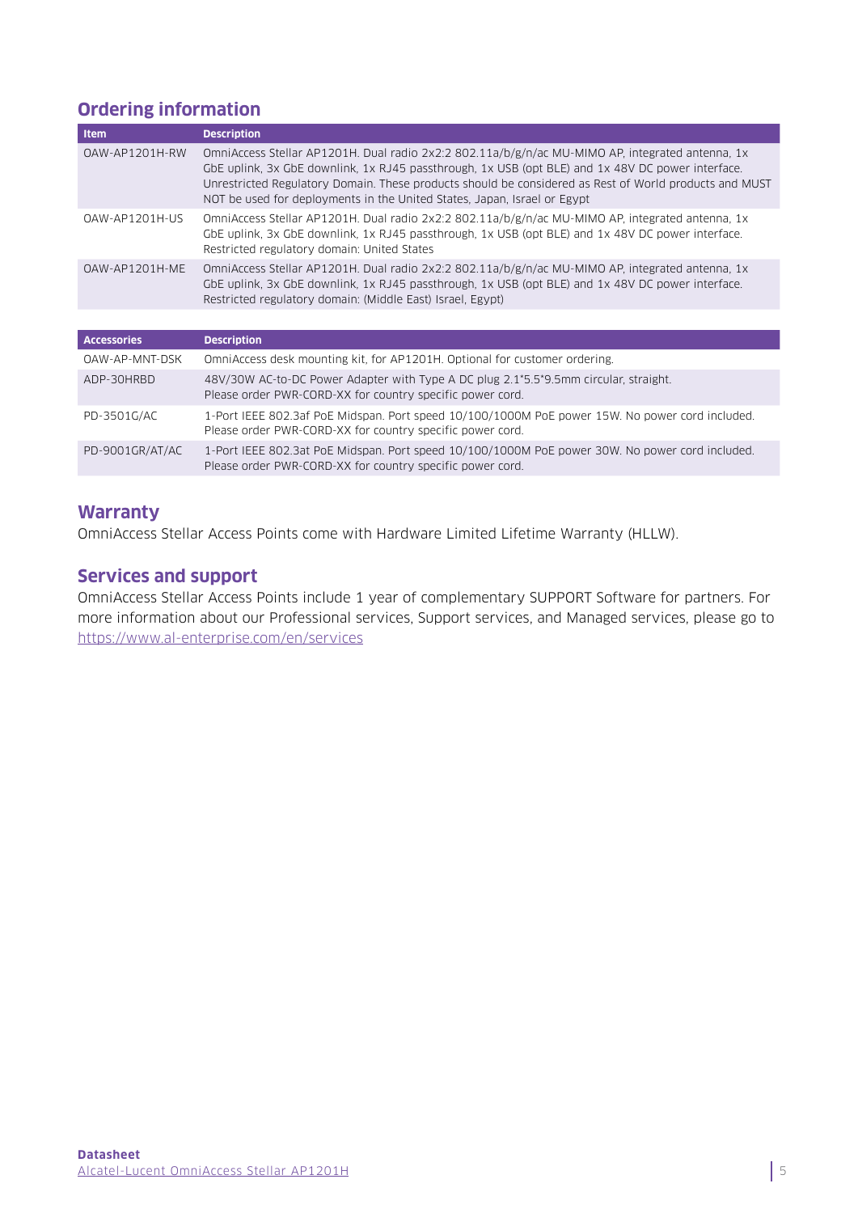## Ordering information

| Item | Description |
|---|---|
| OAW-AP1201H-RW | OmniAccess Stellar AP1201H. Dual radio 2x2:2 802.11a/b/g/n/ac MU-MIMO AP, integrated antenna, 1x GbE uplink, 3x GbE downlink, 1x RJ45 passthrough, 1x USB (opt BLE) and 1x 48V DC power interface. Unrestricted Regulatory Domain. These products should be considered as Rest of World products and MUST NOT be used for deployments in the United States, Japan, Israel or Egypt |
| OAW-AP1201H-US | OmniAccess Stellar AP1201H. Dual radio 2x2:2 802.11a/b/g/n/ac MU-MIMO AP, integrated antenna, 1x GbE uplink, 3x GbE downlink, 1x RJ45 passthrough, 1x USB (opt BLE) and 1x 48V DC power interface. Restricted regulatory domain: United States |
| OAW-AP1201H-ME | OmniAccess Stellar AP1201H. Dual radio 2x2:2 802.11a/b/g/n/ac MU-MIMO AP, integrated antenna, 1x GbE uplink, 3x GbE downlink, 1x RJ45 passthrough, 1x USB (opt BLE) and 1x 48V DC power interface. Restricted regulatory domain: (Middle East) Israel, Egypt) |

| Accessories | Description |
|---|---|
| OAW-AP-MNT-DSK | OmniAccess desk mounting kit, for AP1201H. Optional for customer ordering. |
| ADP-30HRBD | 48V/30W AC-to-DC Power Adapter with Type A DC plug 2.1*5.5*9.5mm circular, straight. Please order PWR-CORD-XX for country specific power cord. |
| PD-3501G/AC | 1-Port IEEE 802.3af PoE Midspan. Port speed 10/100/1000M PoE power 15W. No power cord included. Please order PWR-CORD-XX for country specific power cord. |
| PD-9001GR/AT/AC | 1-Port IEEE 802.3at PoE Midspan. Port speed 10/100/1000M PoE power 30W. No power cord included. Please order PWR-CORD-XX for country specific power cord. |

## Warranty

OmniAccess Stellar Access Points come with Hardware Limited Lifetime Warranty (HLLW).

## Services and support

OmniAccess Stellar Access Points include 1 year of complementary SUPPORT Software for partners. For more information about our Professional services, Support services, and Managed services, please go to https://www.al-enterprise.com/en/services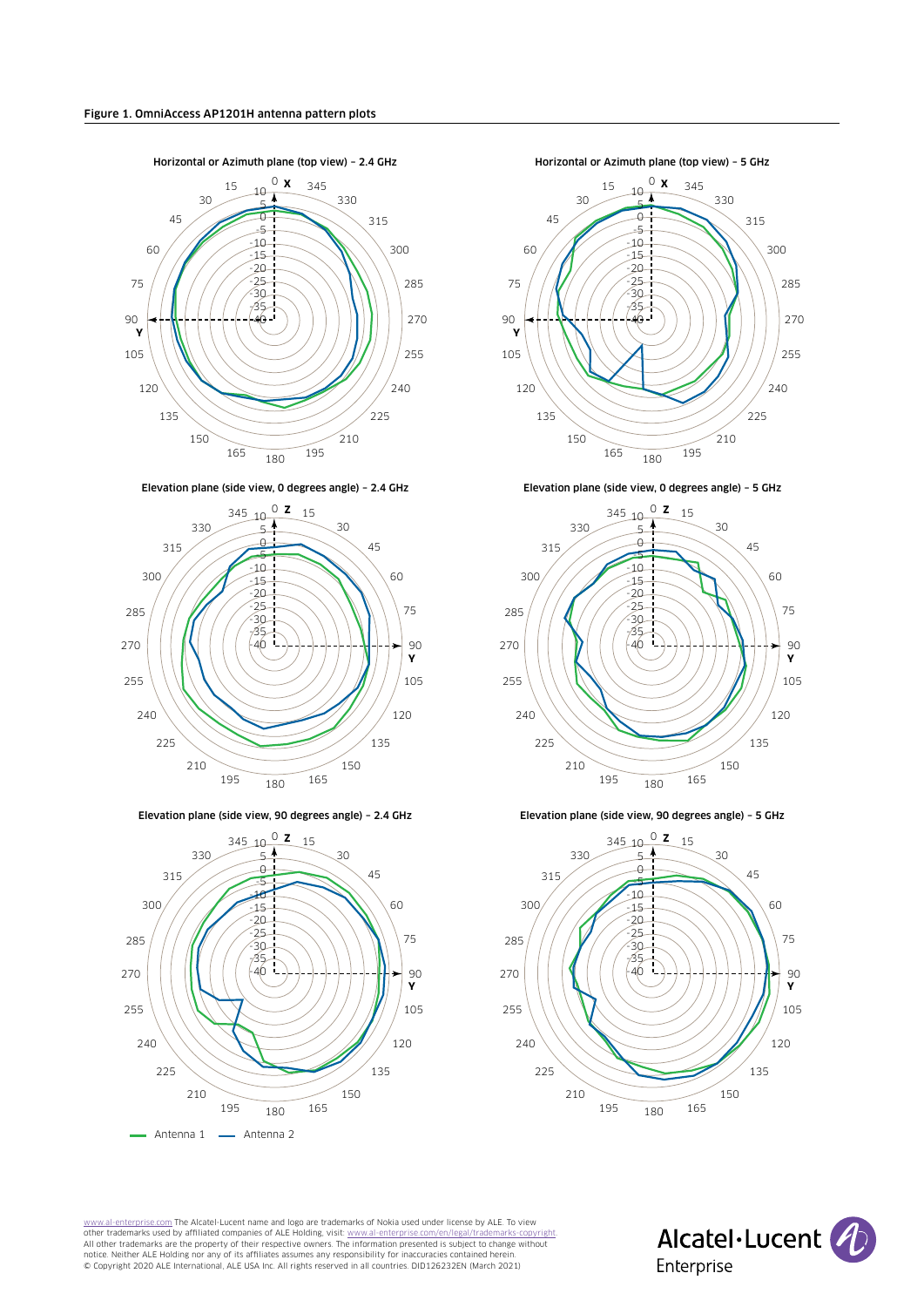**Figure 1. OmniAccess AP1201H antenna pattern plots**

Horizontal or Azimuth plane (top view) – 2.4 GHz

0 X 345 330 315 300 285 270 255 240 225 210 195 180 165 150 135 120 105 90 Y 75 60 45 30 15

10 5 0 -5 -10 -15 -20 -25 -30 -35 -40

Horizontal or Azimuth plane (top view) – 5 GHz

0 X 345 330 315 300 285 270 255 240 225 210 195 180 165 150 135 120 105 90 Y 75 60 45 30 15

10 5 0 -5 -10 -15 -20 -25 -30 -35 -40

Elevation plane (side view, 0 degrees angle) – 2.4 GHz

0 Z 15 30 45 60 75 90 Y 105 120 135 150 165 180 195 210 225 240 255 270 285 300 315 330 345

10 5 0 -5 -10 -15 -20 -25 -30 -35 -40

Elevation plane (side view, 0 degrees angle) – 5 GHz

0 Z 15 30 45 60 75 90 Y 105 120 135 150 165 180 195 210 225 240 255 270 285 300 315 330 345

10 5 0 -5 -10 -15 -20 -25 -30 -35 -40

Elevation plane (side view, 90 degrees angle) – 2.4 GHz

0 Z 15 30 45 60 75 90 Y 105 120 135 150 165 180 195 210 225 240 255 270 285 300 315 330 345

10 5 0 -5 -10 -15 -20 -25 -30 -35 -40

Elevation plane (side view, 90 degrees angle) – 5 GHz

0 Z 15 30 45 60 75 90 Y 105 120 135 150 165 180 195 210 225 240 255 270 285 300 315 330 345

10 5 0 -5 -10 -15 -20 -25 -30 -35 -40

Antenna 1 — Antenna 2

www.al-enterprise.com The Alcatel-Lucent name and logo are trademarks of Nokia used under license by ALE. To view other trademarks used by affiliated companies of ALE Holding, visit: www.al-enterprise.com/en/legal/trademarks-copyright. All other trademarks are the property of their respective owners. The information presented is subject to change without notice. Neither ALE Holding nor any of its affiliates assumes any responsibility for inaccuracies contained herein. © Copyright 2020 ALE International, ALE USA Inc. All rights reserved in all countries. DID126232EN (March 2021)

Alcatel·Lucent Enterprise